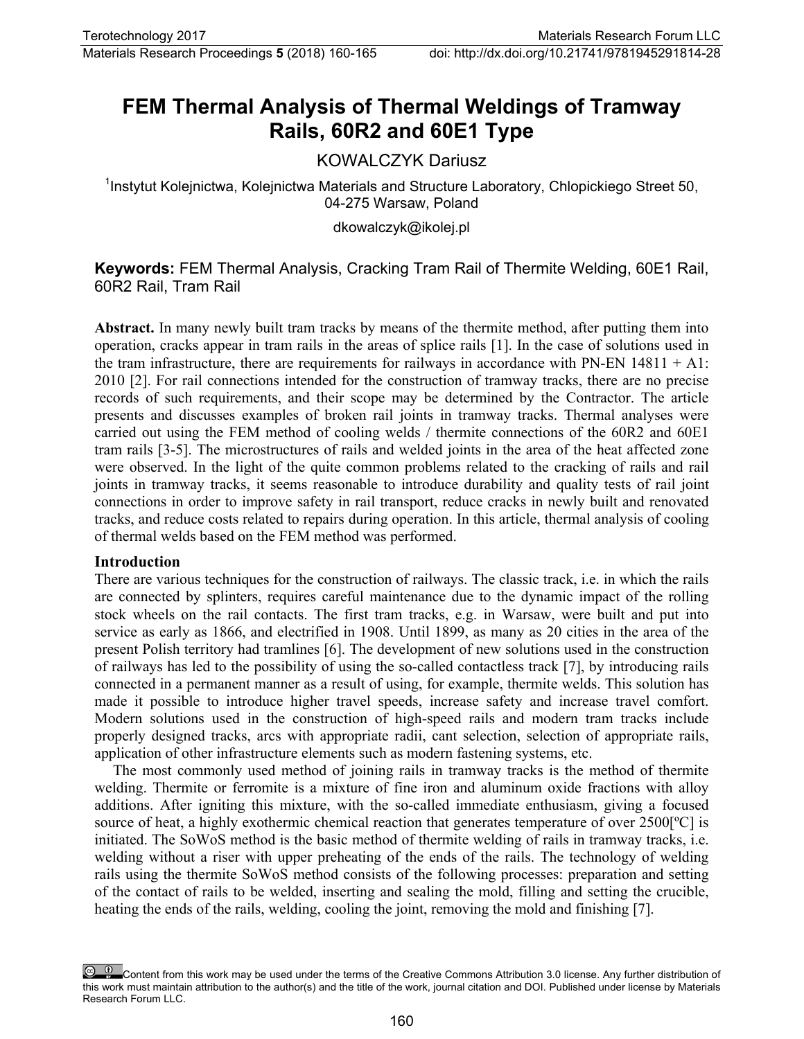# FEM Thermal Analysis of Thermal Weldings of Tramway Rails, 60R2 and 60E1 Type

KOWALCZYK Dariusz

[1]Instytut Kolejnictwa, Kolejnictwa Materials and Structure Laboratory, Chlopickiego Street 50, 04-275 Warsaw, Poland

dkowalczyk@ikolej.pl

**Keywords:** FEM Thermal Analysis, Cracking Tram Rail of Thermite Welding, 60E1 Rail, 60R2 Rail, Tram Rail

**Abstract.** In many newly built tram tracks by means of the thermite method, after putting them into operation, cracks appear in tram rails in the areas of splice rails [1]. In the case of solutions used in the tram infrastructure, there are requirements for railways in accordance with PN-EN 14811 + A1: 2010 [2]. For rail connections intended for the construction of tramway tracks, there are no precise records of such requirements, and their scope may be determined by the Contractor. The article presents and discusses examples of broken rail joints in tramway tracks. Thermal analyses were carried out using the FEM method of cooling welds / thermite connections of the 60R2 and 60E1 tram rails [3-5]. The microstructures of rails and welded joints in the area of the heat affected zone were observed. In the light of the quite common problems related to the cracking of rails and rail joints in tramway tracks, it seems reasonable to introduce durability and quality tests of rail joint connections in order to improve safety in rail transport, reduce cracks in newly built and renovated tracks, and reduce costs related to repairs during operation. In this article, thermal analysis of cooling of thermal welds based on the FEM method was performed.

## Introduction

There are various techniques for the construction of railways. The classic track, i.e. in which the rails are connected by splinters, requires careful maintenance due to the dynamic impact of the rolling stock wheels on the rail contacts. The first tram tracks, e.g. in Warsaw, were built and put into service as early as 1866, and electrified in 1908. Until 1899, as many as 20 cities in the area of the present Polish territory had tramlines [6]. The development of new solutions used in the construction of railways has led to the possibility of using the so-called contactless track [7], by introducing rails connected in a permanent manner as a result of using, for example, thermite welds. This solution has made it possible to introduce higher travel speeds, increase safety and increase travel comfort. Modern solutions used in the construction of high-speed rails and modern tram tracks include properly designed tracks, arcs with appropriate radii, cant selection, selection of appropriate rails, application of other infrastructure elements such as modern fastening systems, etc.

The most commonly used method of joining rails in tramway tracks is the method of thermite welding. Thermite or ferromite is a mixture of fine iron and aluminum oxide fractions with alloy additions. After igniting this mixture, with the so-called immediate enthusiasm, giving a focused source of heat, a highly exothermic chemical reaction that generates temperature of over 2500[ºC] is initiated. The SoWoS method is the basic method of thermite welding of rails in tramway tracks, i.e. welding without a riser with upper preheating of the ends of the rails. The technology of welding rails using the thermite SoWoS method consists of the following processes: preparation and setting of the contact of rails to be welded, inserting and sealing the mold, filling and setting the crucible, heating the ends of the rails, welding, cooling the joint, removing the mold and finishing [7].

Content from this work may be used under the terms of the Creative Commons Attribution 3.0 license. Any further distribution of this work must maintain attribution to the author(s) and the title of the work, journal citation and DOI. Published under license by Materials Research Forum LLC.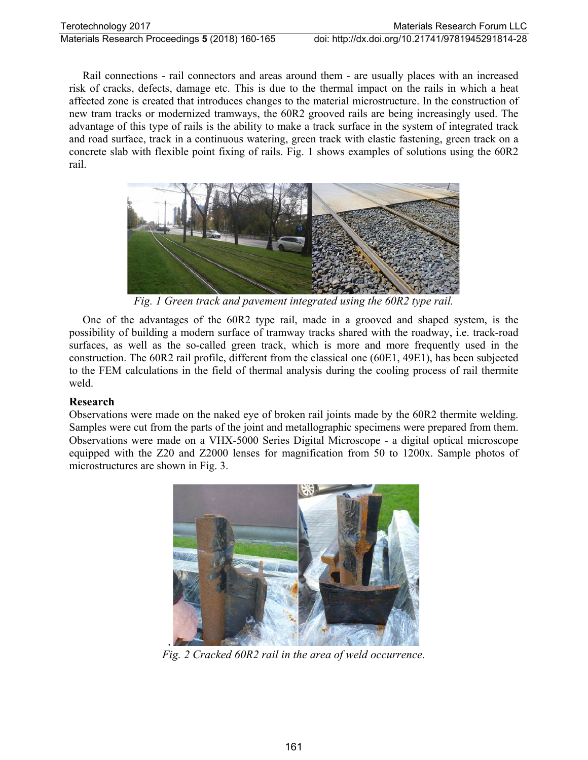Rail connections - rail connectors and areas around them - are usually places with an increased risk of cracks, defects, damage etc. This is due to the thermal impact on the rails in which a heat affected zone is created that introduces changes to the material microstructure. In the construction of new tram tracks or modernized tramways, the 60R2 grooved rails are being increasingly used. The advantage of this type of rails is the ability to make a track surface in the system of integrated track and road surface, track in a continuous watering, green track with elastic fastening, green track on a concrete slab with flexible point fixing of rails. Fig. 1 shows examples of solutions using the 60R2 rail.

*Fig. 1 Green track and pavement integrated using the 60R2 type rail.*

One of the advantages of the 60R2 type rail, made in a grooved and shaped system, is the possibility of building a modern surface of tramway tracks shared with the roadway, i.e. track-road surfaces, as well as the so-called green track, which is more and more frequently used in the construction. The 60R2 rail profile, different from the classical one (60E1, 49E1), has been subjected to the FEM calculations in the field of thermal analysis during the cooling process of rail thermite weld.

## Research

Observations were made on the naked eye of broken rail joints made by the 60R2 thermite welding. Samples were cut from the parts of the joint and metallographic specimens were prepared from them. Observations were made on a VHX-5000 Series Digital Microscope - a digital optical microscope equipped with the Z20 and Z2000 lenses for magnification from 50 to 1200x. Sample photos of microstructures are shown in Fig. 3.

*Fig. 2 Cracked 60R2 rail in the area of weld occurrence.*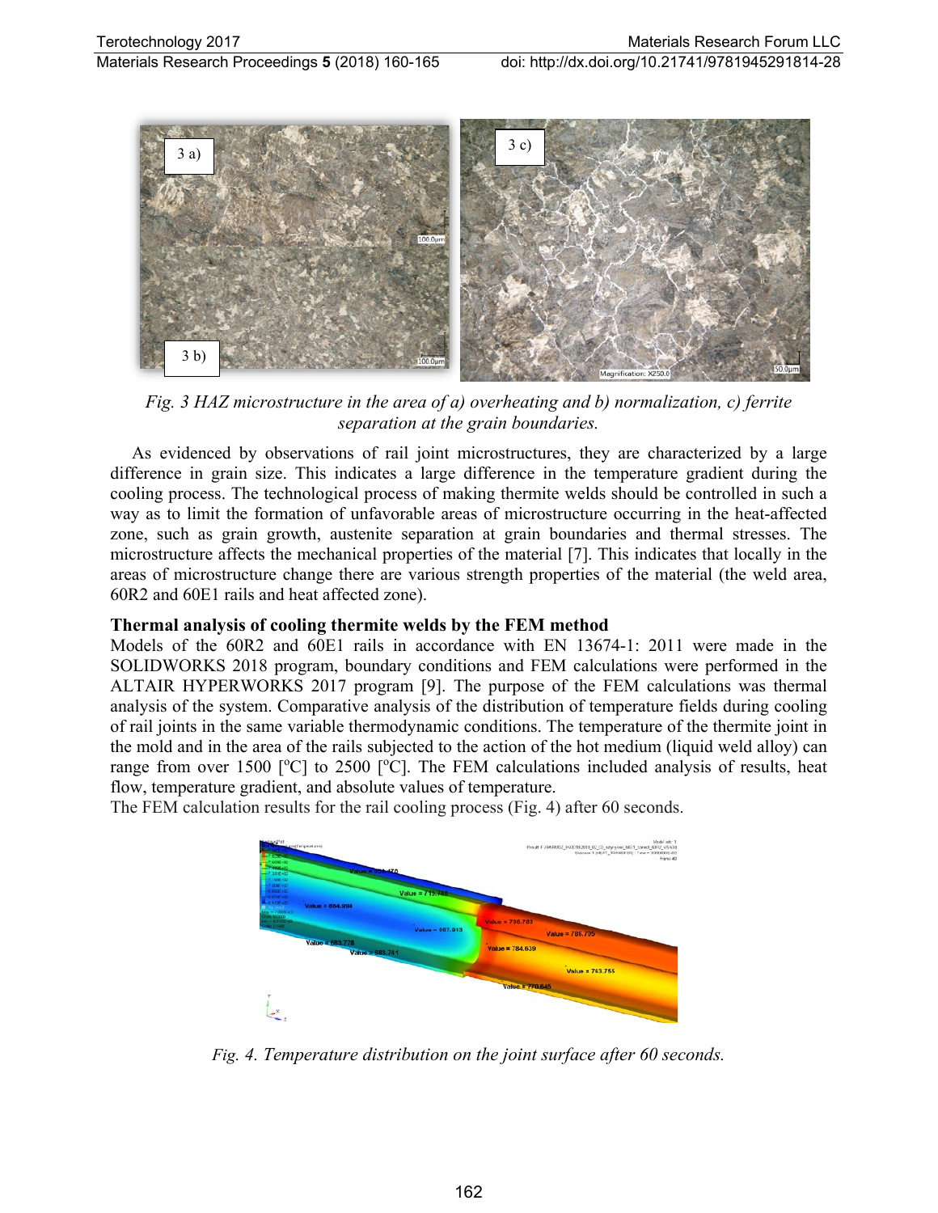*Fig. 3 HAZ microstructure in the area of a) overheating and b) normalization, c) ferrite separation at the grain boundaries.*

As evidenced by observations of rail joint microstructures, they are characterized by a large difference in grain size. This indicates a large difference in the temperature gradient during the cooling process. The technological process of making thermite welds should be controlled in such a way as to limit the formation of unfavorable areas of microstructure occurring in the heat-affected zone, such as grain growth, austenite separation at grain boundaries and thermal stresses. The microstructure affects the mechanical properties of the material [7]. This indicates that locally in the areas of microstructure change there are various strength properties of the material (the weld area, 60R2 and 60E1 rails and heat affected zone).

**Thermal analysis of cooling thermite welds by the FEM method**

Models of the 60R2 and 60E1 rails in accordance with EN 13674-1: 2011 were made in the SOLIDWORKS 2018 program, boundary conditions and FEM calculations were performed in the ALTAIR HYPERWORKS 2017 program [9]. The purpose of the FEM calculations was thermal analysis of the system. Comparative analysis of the distribution of temperature fields during cooling of rail joints in the same variable thermodynamic conditions. The temperature of the thermite joint in the mold and in the area of the rails subjected to the action of the hot medium (liquid weld alloy) can range from over 1500 [ºC] to 2500 [ºC]. The FEM calculations included analysis of results, heat flow, temperature gradient, and absolute values of temperature.

The FEM calculation results for the rail cooling process (Fig. 4) after 60 seconds.

*Fig. 4. Temperature distribution on the joint surface after 60 seconds.*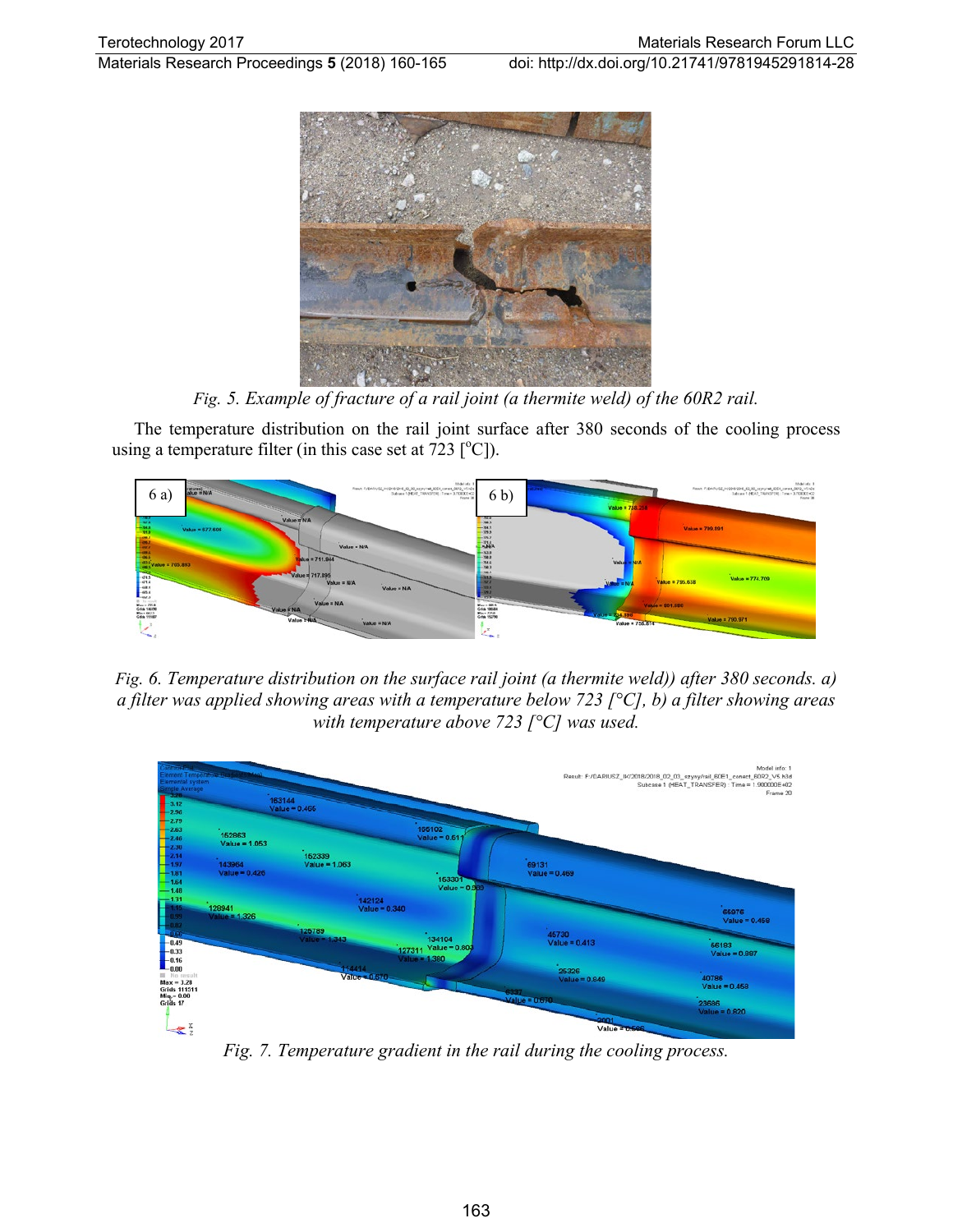*Fig. 5. Example of fracture of a rail joint (a thermite weld) of the 60R2 rail.*

The temperature distribution on the rail joint surface after 380 seconds of the cooling process using a temperature filter (in this case set at 723 [$^{o}$C]).

*Fig. 6. Temperature distribution on the surface rail joint (a thermite weld)) after 380 seconds. a) a filter was applied showing areas with a temperature below 723 [°C], b) a filter showing areas with temperature above 723 [°C] was used.*

*Fig. 7. Temperature gradient in the rail during the cooling process.*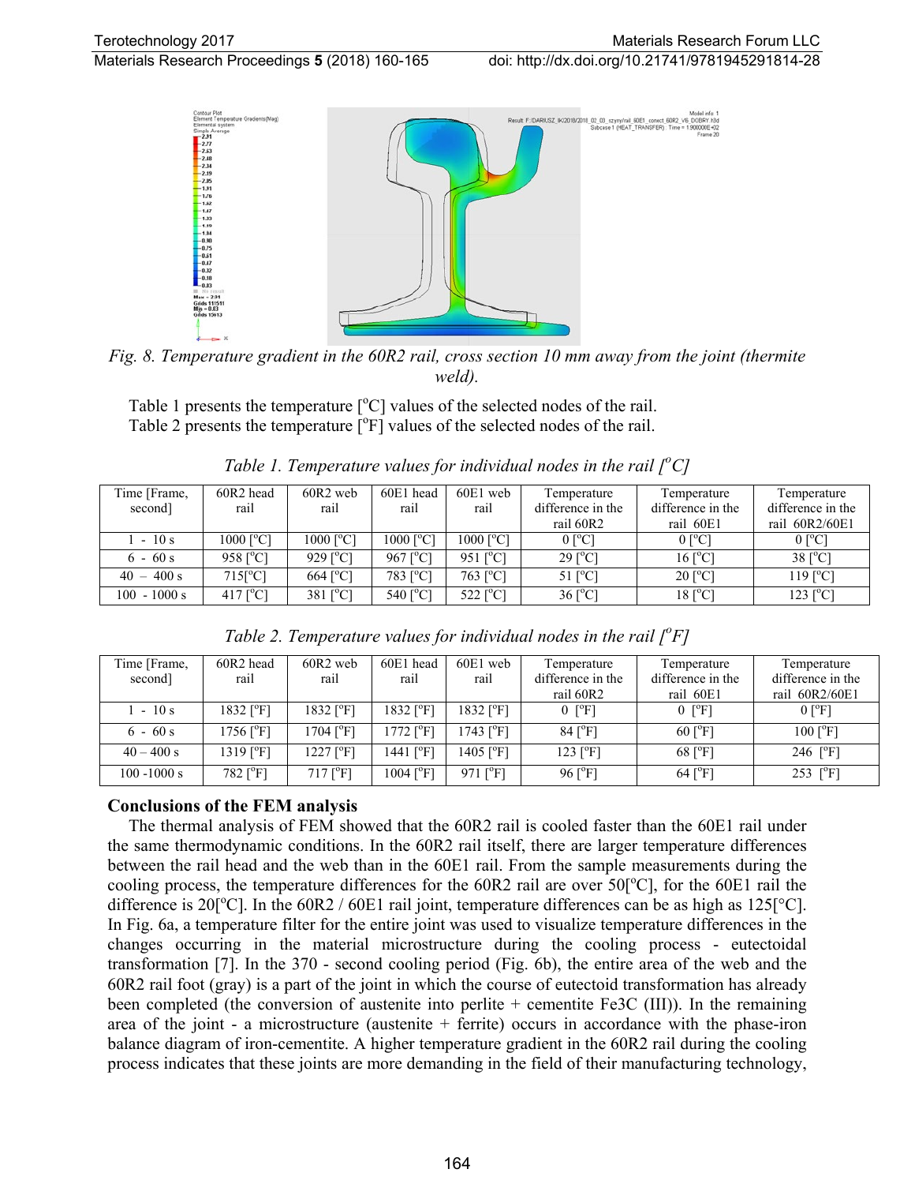*Fig. 8. Temperature gradient in the 60R2 rail, cross section 10 mm away from the joint (thermite weld).*

Table 1 presents the temperature [ºC] values of the selected nodes of the rail.
Table 2 presents the temperature [ºF] values of the selected nodes of the rail.

*Table 1. Temperature values for individual nodes in the rail [ºC]*

| Time [Frame, second] | 60R2 head rail | 60R2 web rail | 60E1 head rail | 60E1 web rail | Temperature difference in the rail 60R2 | Temperature difference in the rail 60E1 | Temperature difference in the rail 60R2/60E1 |
|---|---|---|---|---|---|---|---|
| 1 - 10 s | 1000 [ºC] | 1000 [ºC] | 1000 [ºC] | 1000 [ºC] | 0 [ºC] | 0 [ºC] | 0 [ºC] |
| 6 - 60 s | 958 [ºC] | 929 [ºC] | 967 [ºC] | 951 [ºC] | 29 [ºC] | 16 [ºC] | 38 [ºC] |
| 40 – 400 s | 715[ºC] | 664 [ºC] | 783 [ºC] | 763 [ºC] | 51 [ºC] | 20 [ºC] | 119 [ºC] |
| 100 - 1000 s | 417 [ºC] | 381 [ºC] | 540 [ºC] | 522 [ºC] | 36 [ºC] | 18 [ºC] | 123 [ºC] |

*Table 2. Temperature values for individual nodes in the rail [ºF]*

| Time [Frame, second] | 60R2 head rail | 60R2 web rail | 60E1 head rail | 60E1 web rail | Temperature difference in the rail 60R2 | Temperature difference in the rail 60E1 | Temperature difference in the rail 60R2/60E1 |
|---|---|---|---|---|---|---|---|
| 1 - 10 s | 1832 [ºF] | 1832 [ºF] | 1832 [ºF] | 1832 [ºF] | 0 [ºF] | 0 [ºF] | 0 [ºF] |
| 6 - 60 s | 1756 [ºF] | 1704 [ºF] | 1772 [ºF] | 1743 [ºF] | 84 [ºF] | 60 [ºF] | 100 [ºF] |
| 40 – 400 s | 1319 [ºF] | 1227 [ºF] | 1441 [ºF] | 1405 [ºF] | 123 [ºF] | 68 [ºF] | 246 [ºF] |
| 100 -1000 s | 782 [ºF] | 717 [ºF] | 1004 [ºF] | 971 [ºF] | 96 [ºF] | 64 [ºF] | 253 [ºF] |

**Conclusions of the FEM analysis**

The thermal analysis of FEM showed that the 60R2 rail is cooled faster than the 60E1 rail under the same thermodynamic conditions. In the 60R2 rail itself, there are larger temperature differences between the rail head and the web than in the 60E1 rail. From the sample measurements during the cooling process, the temperature differences for the 60R2 rail are over 50[ºC], for the 60E1 rail the difference is 20[ºC]. In the 60R2 / 60E1 rail joint, temperature differences can be as high as 125[°C]. In Fig. 6a, a temperature filter for the entire joint was used to visualize temperature differences in the changes occurring in the material microstructure during the cooling process - eutectoidal transformation [7]. In the 370 - second cooling period (Fig. 6b), the entire area of the web and the 60R2 rail foot (gray) is a part of the joint in which the course of eutectoid transformation has already been completed (the conversion of austenite into perlite + cementite $Fe_3C$ (III)). In the remaining area of the joint - a microstructure (austenite + ferrite) occurs in accordance with the phase-iron balance diagram of iron-cementite. A higher temperature gradient in the 60R2 rail during the cooling process indicates that these joints are more demanding in the field of their manufacturing technology,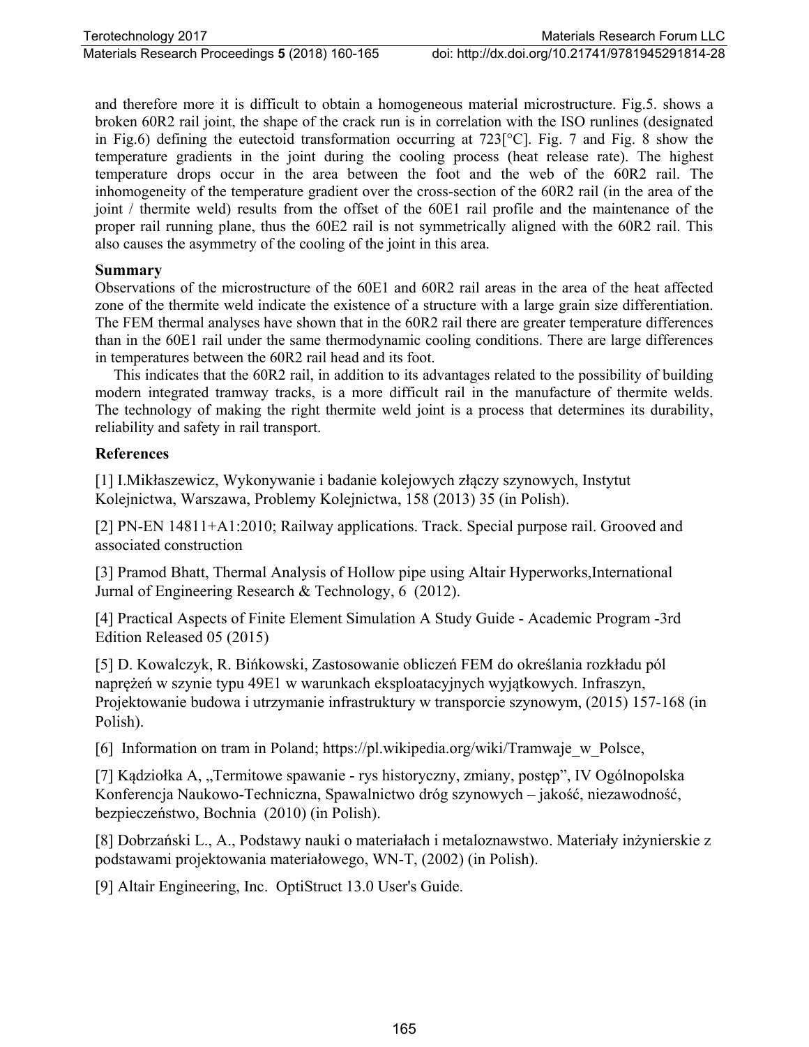and therefore more it is difficult to obtain a homogeneous material microstructure. Fig.5. shows a broken 60R2 rail joint, the shape of the crack run is in correlation with the ISO runlines (designated in Fig.6) defining the eutectoid transformation occurring at 723[°C]. Fig. 7 and Fig. 8 show the temperature gradients in the joint during the cooling process (heat release rate). The highest temperature drops occur in the area between the foot and the web of the 60R2 rail. The inhomogeneity of the temperature gradient over the cross-section of the 60R2 rail (in the area of the joint / thermite weld) results from the offset of the 60E1 rail profile and the maintenance of the proper rail running plane, thus the 60E2 rail is not symmetrically aligned with the 60R2 rail. This also causes the asymmetry of the cooling of the joint in this area.

## Summary

Observations of the microstructure of the 60E1 and 60R2 rail areas in the area of the heat affected zone of the thermite weld indicate the existence of a structure with a large grain size differentiation. The FEM thermal analyses have shown that in the 60R2 rail there are greater temperature differences than in the 60E1 rail under the same thermodynamic cooling conditions. There are large differences in temperatures between the 60R2 rail head and its foot.

This indicates that the 60R2 rail, in addition to its advantages related to the possibility of building modern integrated tramway tracks, is a more difficult rail in the manufacture of thermite welds. The technology of making the right thermite weld joint is a process that determines its durability, reliability and safety in rail transport.

## References

[1] I.Mikłaszewicz, Wykonywanie i badanie kolejowych złączy szynowych, Instytut Kolejnictwa, Warszawa, Problemy Kolejnictwa, 158 (2013) 35 (in Polish).

[2] PN-EN 14811+A1:2010; Railway applications. Track. Special purpose rail. Grooved and associated construction

[3] Pramod Bhatt, Thermal Analysis of Hollow pipe using Altair Hyperworks,International Jurnal of Engineering Research & Technology, 6 (2012).

[4] Practical Aspects of Finite Element Simulation A Study Guide - Academic Program -3rd Edition Released 05 (2015)

[5] D. Kowalczyk, R. Bińkowski, Zastosowanie obliczeń FEM do określania rozkładu pól naprężeń w szynie typu 49E1 w warunkach eksploatacyjnych wyjątkowych. Infraszyn, Projektowanie budowa i utrzymanie infrastruktury w transporcie szynowym, (2015) 157-168 (in Polish).

[6] Information on tram in Poland; https://pl.wikipedia.org/wiki/Tramwaje_w_Polsce,

[7] Kądziołka A, „Termitowe spawanie - rys historyczny, zmiany, postęp”, IV Ogólnopolska Konferencja Naukowo-Techniczna, Spawalnictwo dróg szynowych – jakość, niezawodność, bezpieczeństwo, Bochnia (2010) (in Polish).

[8] Dobrzański L., A., Podstawy nauki o materiałach i metaloznawstwo. Materiały inżynierskie z podstawami projektowania materiałowego, WN-T, (2002) (in Polish).

[9] Altair Engineering, Inc. OptiStruct 13.0 User's Guide.